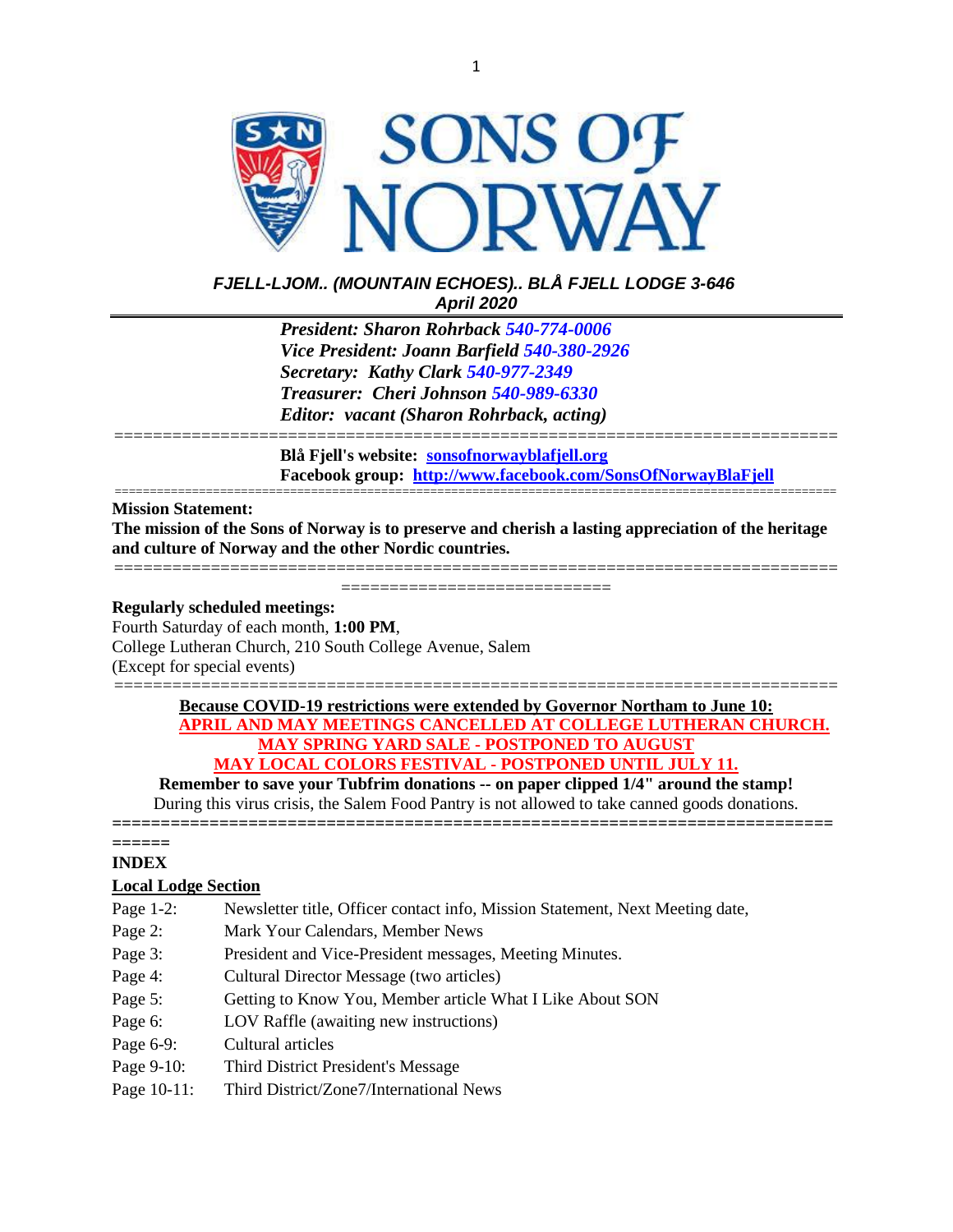# SONS OF NORWAY

***FJELL-LJOM.. (MOUNTAIN ECHOES).. BLÅ FJELL LODGE 3-646***
***April 2020***

***President: Sharon Rohrback 540-774-0006***
***Vice President: Joann Barfield 540-380-2926***
***Secretary: Kathy Clark 540-977-2349***
***Treasurer: Cheri Johnson 540-989-6330***
***Editor: vacant (Sharon Rohrback, acting)***

---

**Blå Fjell's website: sonsofnorwayblafjell.org**
**Facebook group: http://www.facebook.com/SonsOfNorwayBlaFjell**

---

**Mission Statement:**
**The mission of the Sons of Norway is to preserve and cherish a lasting appreciation of the heritage and culture of Norway and the other Nordic countries.**

---

**Regularly scheduled meetings:**
Fourth Saturday of each month, **1:00 PM**,
College Lutheran Church, 210 South College Avenue, Salem
(Except for special events)

---

**Because COVID-19 restrictions were extended by Governor Northam to June 10:**
**APRIL AND MAY MEETINGS CANCELLED AT COLLEGE LUTHERAN CHURCH.**
**MAY SPRING YARD SALE - POSTPONED TO AUGUST**
**MAY LOCAL COLORS FESTIVAL - POSTPONED UNTIL JULY 11.**
**Remember to save your Tubfrim donations -- on paper clipped 1/4" around the stamp!**
During this virus crisis, the Salem Food Pantry is not allowed to take canned goods donations.

---

**INDEX**

**Local Lodge Section**

| | |
|---|---|
| Page 1-2: | Newsletter title, Officer contact info, Mission Statement, Next Meeting date, |
| Page 2: | Mark Your Calendars, Member News |
| Page 3: | President and Vice-President messages, Meeting Minutes. |
| Page 4: | Cultural Director Message (two articles) |
| Page 5: | Getting to Know You, Member article What I Like About SON |
| Page 6: | LOV Raffle (awaiting new instructions) |
| Page 6-9: | Cultural articles |
| Page 9-10: | Third District President's Message |
| Page 10-11: | Third District/Zone7/International News |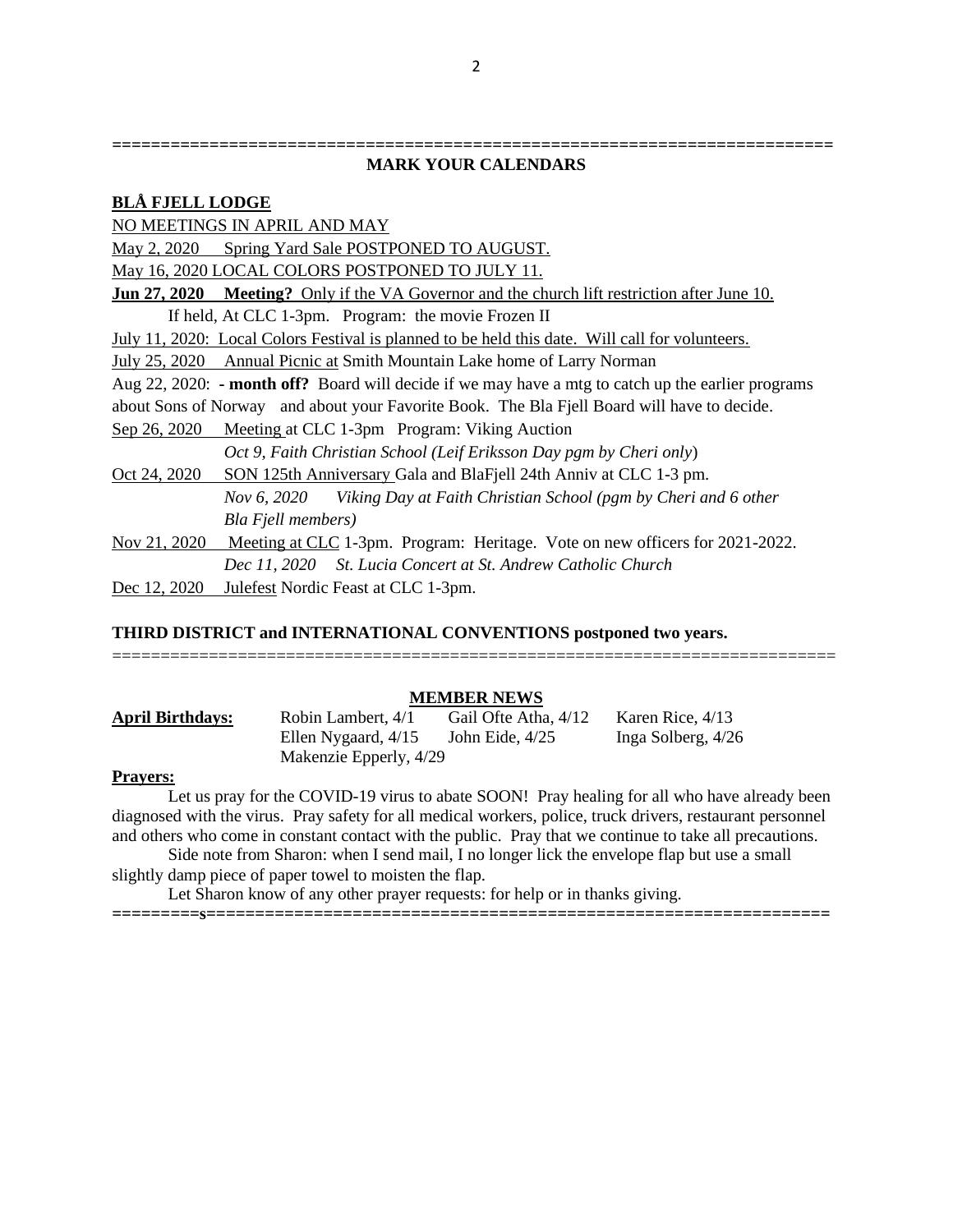===========================================================================

## MARK YOUR CALENDARS

**BLÅ FJELL LODGE**

NO MEETINGS IN APRIL AND MAY

May 2, 2020 Spring Yard Sale POSTPONED TO AUGUST.

May 16, 2020 LOCAL COLORS POSTPONED TO JULY 11.

**Jun 27, 2020 Meeting?** Only if the VA Governor and the church lift restriction after June 10.
If held, At CLC 1-3pm. Program: the movie Frozen II

July 11, 2020: Local Colors Festival is planned to be held this date. Will call for volunteers.

July 25, 2020 Annual Picnic at Smith Mountain Lake home of Larry Norman

Aug 22, 2020: - **month off?** Board will decide if we may have a mtg to catch up the earlier programs about Sons of Norway and about your Favorite Book. The Bla Fjell Board will have to decide.

Sep 26, 2020 Meeting at CLC 1-3pm Program: Viking Auction
*Oct 9, Faith Christian School (Leif Eriksson Day pgm by Cheri only)*

Oct 24, 2020 SON 125th Anniversary Gala and BlaFjell 24th Anniv at CLC 1-3 pm.
*Nov 6, 2020 Viking Day at Faith Christian School (pgm by Cheri and 6 other Bla Fjell members)*

Nov 21, 2020 Meeting at CLC 1-3pm. Program: Heritage. Vote on new officers for 2021-2022.
*Dec 11, 2020 St. Lucia Concert at St. Andrew Catholic Church*

Dec 12, 2020 Julefest Nordic Feast at CLC 1-3pm.

**THIRD DISTRICT and INTERNATIONAL CONVENTIONS postponed two years.**

===========================================================================

## MEMBER NEWS

**April Birthdays:** Robin Lambert, 4/1 Gail Ofte Atha, 4/12 Karen Rice, 4/13 Ellen Nygaard, 4/15 John Eide, 4/25 Inga Solberg, 4/26 Makenzie Epperly, 4/29

**Prayers:**

Let us pray for the COVID-19 virus to abate SOON! Pray healing for all who have already been diagnosed with the virus. Pray safety for all medical workers, police, truck drivers, restaurant personnel and others who come in constant contact with the public. Pray that we continue to take all precautions.

Side note from Sharon: when I send mail, I no longer lick the envelope flap but use a small slightly damp piece of paper towel to moisten the flap.

Let Sharon know of any other prayer requests: for help or in thanks giving.

=========s=================================================================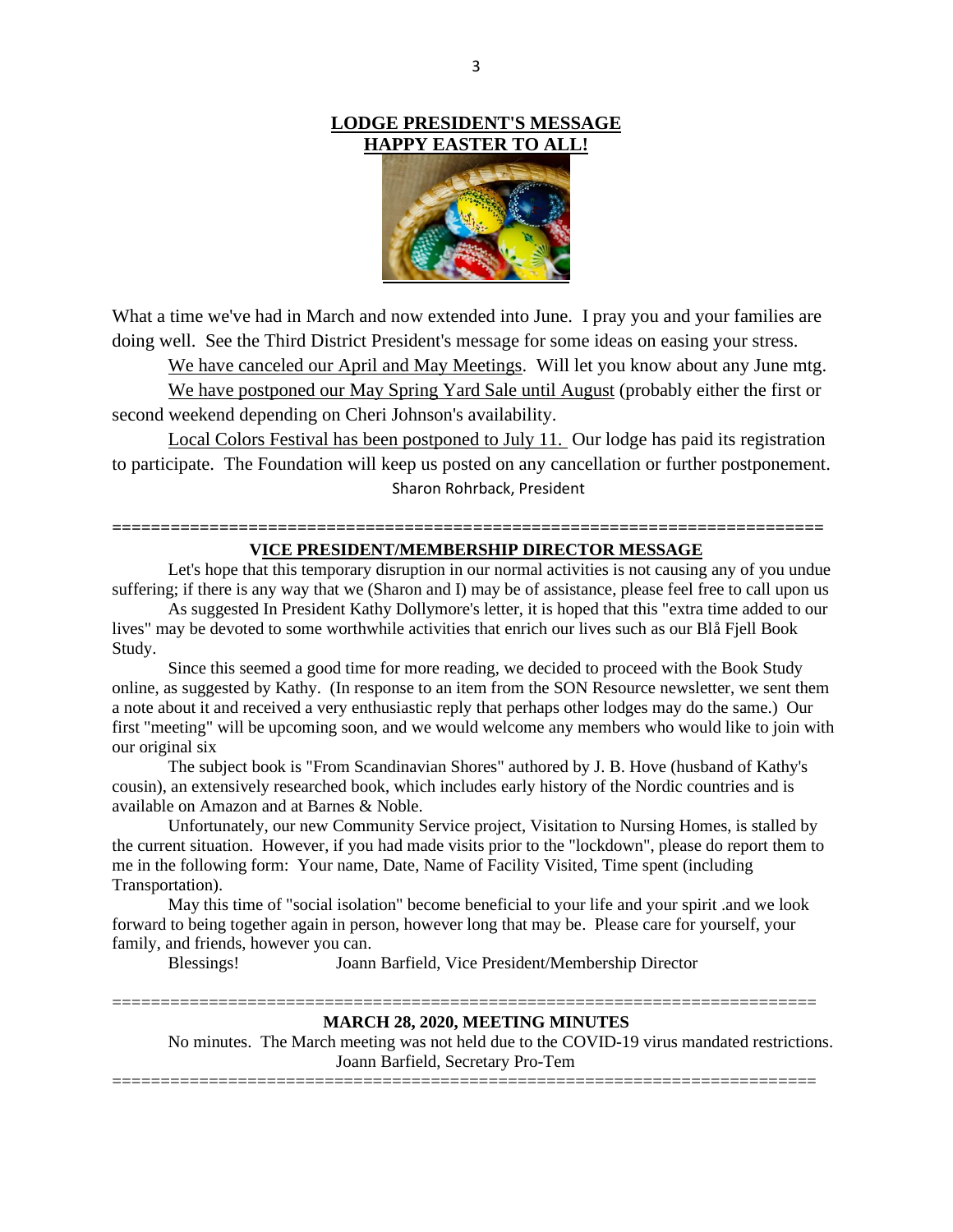## LODGE PRESIDENT'S MESSAGE
## HAPPY EASTER TO ALL!

What a time we've had in March and now extended into June. I pray you and your families are doing well. See the Third District President's message for some ideas on easing your stress.

We have canceled our April and May Meetings. Will let you know about any June mtg.

We have postponed our May Spring Yard Sale until August (probably either the first or second weekend depending on Cheri Johnson's availability.

Local Colors Festival has been postponed to July 11. Our lodge has paid its registration to participate. The Foundation will keep us posted on any cancellation or further postponement.

Sharon Rohrback, President

=========================================================================

## VICE PRESIDENT/MEMBERSHIP DIRECTOR MESSAGE

Let's hope that this temporary disruption in our normal activities is not causing any of you undue suffering; if there is any way that we (Sharon and I) may be of assistance, please feel free to call upon us

As suggested In President Kathy Dollymore's letter, it is hoped that this "extra time added to our lives" may be devoted to some worthwhile activities that enrich our lives such as our Blå Fjell Book Study.

Since this seemed a good time for more reading, we decided to proceed with the Book Study online, as suggested by Kathy. (In response to an item from the SON Resource newsletter, we sent them a note about it and received a very enthusiastic reply that perhaps other lodges may do the same.) Our first "meeting" will be upcoming soon, and we would welcome any members who would like to join with our original six

The subject book is "From Scandinavian Shores" authored by J. B. Hove (husband of Kathy's cousin), an extensively researched book, which includes early history of the Nordic countries and is available on Amazon and at Barnes & Noble.

Unfortunately, our new Community Service project, Visitation to Nursing Homes, is stalled by the current situation. However, if you had made visits prior to the "lockdown", please do report them to me in the following form: Your name, Date, Name of Facility Visited, Time spent (including Transportation).

May this time of "social isolation" become beneficial to your life and your spirit .and we look forward to being together again in person, however long that may be. Please care for yourself, your family, and friends, however you can.

Blessings! Joann Barfield, Vice President/Membership Director

=========================================================================

## MARCH 28, 2020, MEETING MINUTES

No minutes. The March meeting was not held due to the COVID-19 virus mandated restrictions.

Joann Barfield, Secretary Pro-Tem

=========================================================================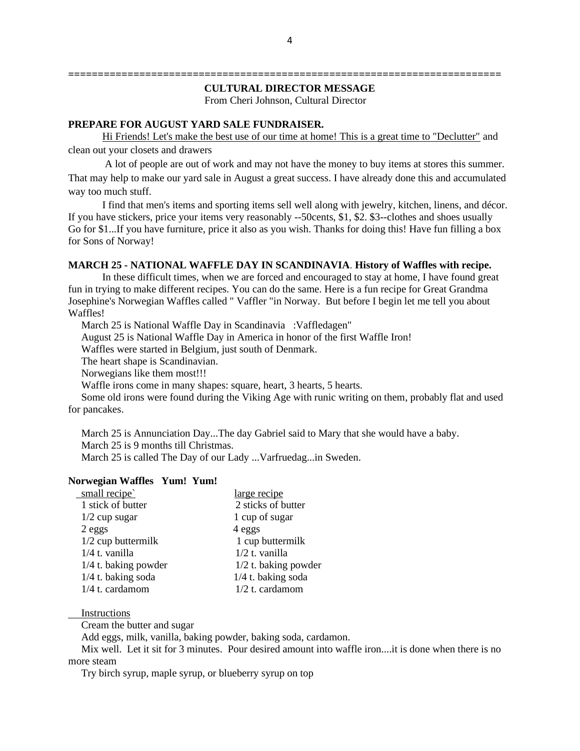=========================================================================

## CULTURAL DIRECTOR MESSAGE

From Cheri Johnson, Cultural Director

**PREPARE FOR AUGUST YARD SALE FUNDRAISER.**

Hi Friends! Let's make the best use of our time at home! This is a great time to "Declutter" and clean out your closets and drawers

A lot of people are out of work and may not have the money to buy items at stores this summer. That may help to make our yard sale in August a great success. I have already done this and accumulated way too much stuff.

I find that men's items and sporting items sell well along with jewelry, kitchen, linens, and décor. If you have stickers, price your items very reasonably --50cents, $1, $2. $3--clothes and shoes usually Go for $1...If you have furniture, price it also as you wish. Thanks for doing this! Have fun filling a box for Sons of Norway!

**MARCH 25 - NATIONAL WAFFLE DAY IN SCANDINAVIA**. **History of Waffles with recipe.**

In these difficult times, when we are forced and encouraged to stay at home, I have found great fun in trying to make different recipes. You can do the same. Here is a fun recipe for Great Grandma Josephine's Norwegian Waffles called " Vaffler "in Norway. But before I begin let me tell you about Waffles!

March 25 is National Waffle Day in Scandinavia :Vaffledagen"

August 25 is National Waffle Day in America in honor of the first Waffle Iron!

Waffles were started in Belgium, just south of Denmark.

The heart shape is Scandinavian.

Norwegians like them most!!!

Waffle irons come in many shapes: square, heart, 3 hearts, 5 hearts.

Some old irons were found during the Viking Age with runic writing on them, probably flat and used for pancakes.

March 25 is Annunciation Day...The day Gabriel said to Mary that she would have a baby.

March 25 is 9 months till Christmas.

March 25 is called The Day of our Lady ...Varfruedag...in Sweden.

**Norwegian Waffles Yum! Yum!**

| small recipe` | large recipe |
|---|---|
| 1 stick of butter | 2 sticks of butter |
| 1/2 cup sugar | 1 cup of sugar |
| 2 eggs | 4 eggs |
| 1/2 cup buttermilk | 1 cup buttermilk |
| 1/4 t. vanilla | 1/2 t. vanilla |
| 1/4 t. baking powder | 1/2 t. baking powder |
| 1/4 t. baking soda | 1/4 t. baking soda |
| 1/4 t. cardamom | 1/2 t. cardamom |

Instructions

Cream the butter and sugar

Add eggs, milk, vanilla, baking powder, baking soda, cardamon.

Mix well. Let it sit for 3 minutes. Pour desired amount into waffle iron....it is done when there is no more steam

Try birch syrup, maple syrup, or blueberry syrup on top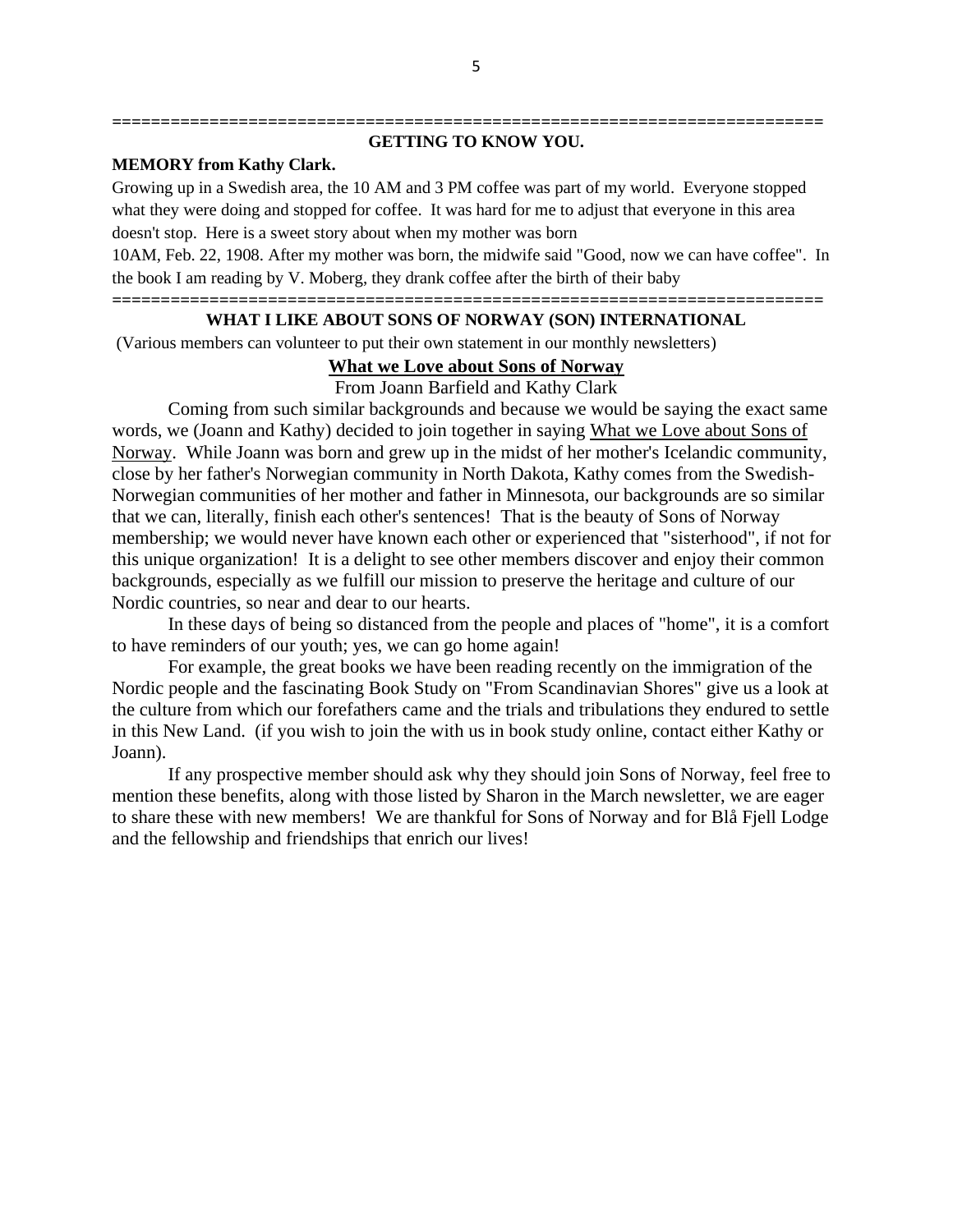---

## GETTING TO KNOW YOU.

**MEMORY from Kathy Clark.**

Growing up in a Swedish area, the 10 AM and 3 PM coffee was part of my world. Everyone stopped what they were doing and stopped for coffee. It was hard for me to adjust that everyone in this area doesn't stop. Here is a sweet story about when my mother was born

10AM, Feb. 22, 1908. After my mother was born, the midwife said "Good, now we can have coffee". In the book I am reading by V. Moberg, they drank coffee after the birth of their baby

---

## WHAT I LIKE ABOUT SONS OF NORWAY (SON) INTERNATIONAL

(Various members can volunteer to put their own statement in our monthly newsletters)

### What we Love about Sons of Norway

From Joann Barfield and Kathy Clark

Coming from such similar backgrounds and because we would be saying the exact same words, we (Joann and Kathy) decided to join together in saying What we Love about Sons of Norway. While Joann was born and grew up in the midst of her mother's Icelandic community, close by her father's Norwegian community in North Dakota, Kathy comes from the Swedish-Norwegian communities of her mother and father in Minnesota, our backgrounds are so similar that we can, literally, finish each other's sentences! That is the beauty of Sons of Norway membership; we would never have known each other or experienced that "sisterhood", if not for this unique organization! It is a delight to see other members discover and enjoy their common backgrounds, especially as we fulfill our mission to preserve the heritage and culture of our Nordic countries, so near and dear to our hearts.

In these days of being so distanced from the people and places of "home", it is a comfort to have reminders of our youth; yes, we can go home again!

For example, the great books we have been reading recently on the immigration of the Nordic people and the fascinating Book Study on "From Scandinavian Shores" give us a look at the culture from which our forefathers came and the trials and tribulations they endured to settle in this New Land. (if you wish to join the with us in book study online, contact either Kathy or Joann).

If any prospective member should ask why they should join Sons of Norway, feel free to mention these benefits, along with those listed by Sharon in the March newsletter, we are eager to share these with new members! We are thankful for Sons of Norway and for Blå Fjell Lodge and the fellowship and friendships that enrich our lives!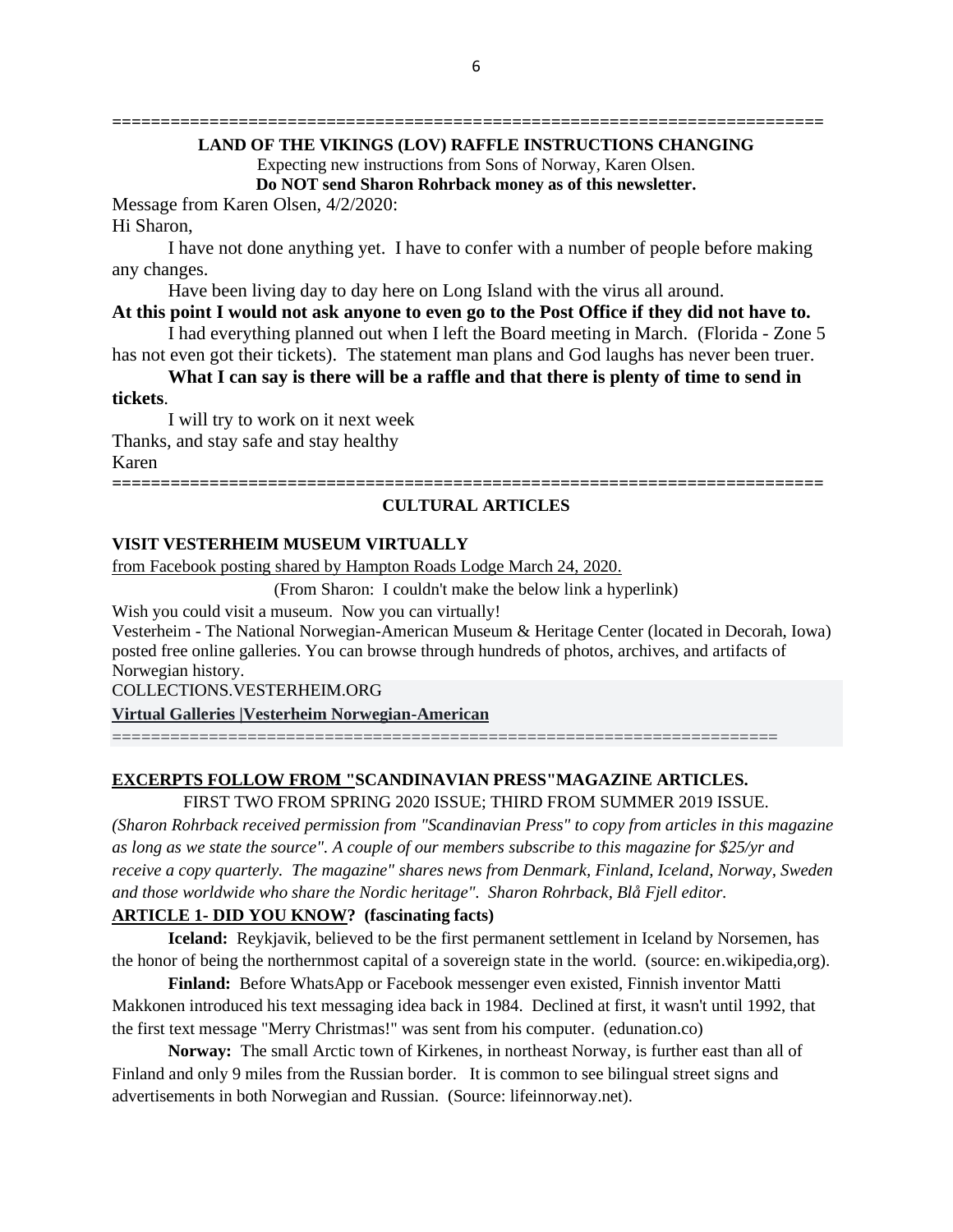==========================================================================

**LAND OF THE VIKINGS (LOV) RAFFLE INSTRUCTIONS CHANGING**

Expecting new instructions from Sons of Norway, Karen Olsen.

**Do NOT send Sharon Rohrback money as of this newsletter.**

Message from Karen Olsen, 4/2/2020:

Hi Sharon,

I have not done anything yet. I have to confer with a number of people before making any changes.

Have been living day to day here on Long Island with the virus all around.

**At this point I would not ask anyone to even go to the Post Office if they did not have to.**

I had everything planned out when I left the Board meeting in March. (Florida - Zone 5 has not even got their tickets). The statement man plans and God laughs has never been truer.

**What I can say is there will be a raffle and that there is plenty of time to send in tickets**.

I will try to work on it next week

Thanks, and stay safe and stay healthy

Karen

==========================================================================

## CULTURAL ARTICLES

**VISIT VESTERHEIM MUSEUM VIRTUALLY**

from Facebook posting shared by Hampton Roads Lodge March 24, 2020.

(From Sharon: I couldn't make the below link a hyperlink)

Wish you could visit a museum. Now you can virtually!

Vesterheim - The National Norwegian-American Museum & Heritage Center (located in Decorah, Iowa) posted free online galleries. You can browse through hundreds of photos, archives, and artifacts of Norwegian history.

COLLECTIONS.VESTERHEIM.ORG

**Virtual Galleries |Vesterheim Norwegian-American**

======================================================================

**EXCERPTS FOLLOW FROM "SCANDINAVIAN PRESS"MAGAZINE ARTICLES.**

FIRST TWO FROM SPRING 2020 ISSUE; THIRD FROM SUMMER 2019 ISSUE.

*(Sharon Rohrback received permission from "Scandinavian Press" to copy from articles in this magazine as long as we state the source". A couple of our members subscribe to this magazine for $25/yr and receive a copy quarterly. The magazine" shares news from Denmark, Finland, Iceland, Norway, Sweden and those worldwide who share the Nordic heritage". Sharon Rohrback, Blå Fjell editor.*

**ARTICLE 1- DID YOU KNOW? (fascinating facts)**

**Iceland:** Reykjavik, believed to be the first permanent settlement in Iceland by Norsemen, has the honor of being the northernmost capital of a sovereign state in the world. (source: en.wikipedia,org).

**Finland:** Before WhatsApp or Facebook messenger even existed, Finnish inventor Matti Makkonen introduced his text messaging idea back in 1984. Declined at first, it wasn't until 1992, that the first text message "Merry Christmas!" was sent from his computer. (edunation.co)

**Norway:** The small Arctic town of Kirkenes, in northeast Norway, is further east than all of Finland and only 9 miles from the Russian border. It is common to see bilingual street signs and advertisements in both Norwegian and Russian. (Source: lifeinnorway.net).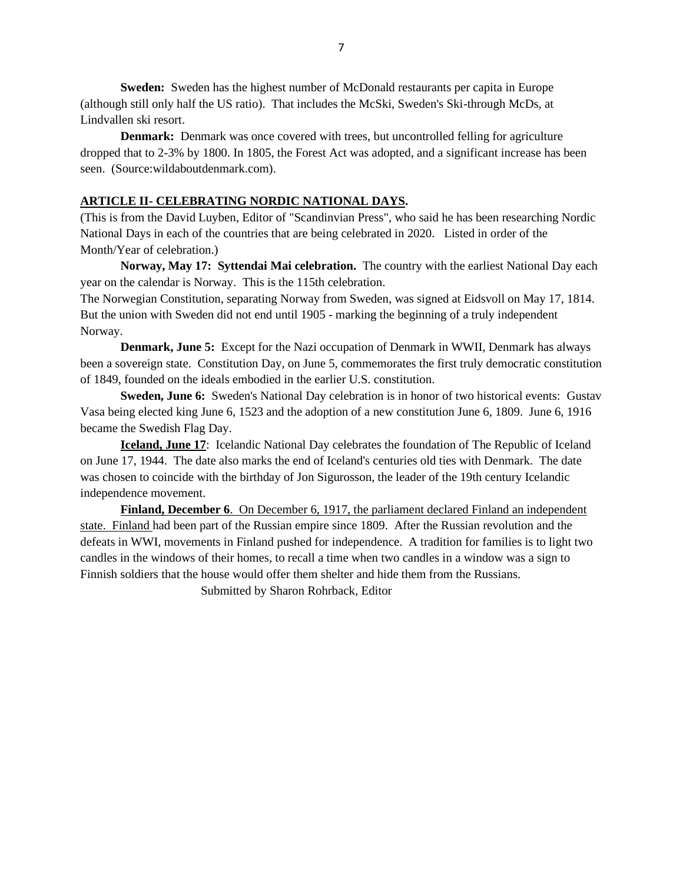**Sweden:** Sweden has the highest number of McDonald restaurants per capita in Europe (although still only half the US ratio). That includes the McSki, Sweden's Ski-through McDs, at Lindvallen ski resort.

**Denmark:** Denmark was once covered with trees, but uncontrolled felling for agriculture dropped that to 2-3% by 1800. In 1805, the Forest Act was adopted, and a significant increase has been seen. (Source:wildaboutdenmark.com).

## ARTICLE II- CELEBRATING NORDIC NATIONAL DAYS.

(This is from the David Luyben, Editor of "Scandinvian Press", who said he has been researching Nordic National Days in each of the countries that are being celebrated in 2020. Listed in order of the Month/Year of celebration.)

**Norway, May 17: Syttendai Mai celebration.** The country with the earliest National Day each year on the calendar is Norway. This is the 115th celebration.

The Norwegian Constitution, separating Norway from Sweden, was signed at Eidsvoll on May 17, 1814. But the union with Sweden did not end until 1905 - marking the beginning of a truly independent Norway.

**Denmark, June 5:** Except for the Nazi occupation of Denmark in WWII, Denmark has always been a sovereign state. Constitution Day, on June 5, commemorates the first truly democratic constitution of 1849, founded on the ideals embodied in the earlier U.S. constitution.

**Sweden, June 6:** Sweden's National Day celebration is in honor of two historical events: Gustav Vasa being elected king June 6, 1523 and the adoption of a new constitution June 6, 1809. June 6, 1916 became the Swedish Flag Day.

**Iceland, June 17**: Icelandic National Day celebrates the foundation of The Republic of Iceland on June 17, 1944. The date also marks the end of Iceland's centuries old ties with Denmark. The date was chosen to coincide with the birthday of Jon Sigurosson, the leader of the 19th century Icelandic independence movement.

**Finland, December 6**. On December 6, 1917, the parliament declared Finland an independent state. Finland had been part of the Russian empire since 1809. After the Russian revolution and the defeats in WWI, movements in Finland pushed for independence. A tradition for families is to light two candles in the windows of their homes, to recall a time when two candles in a window was a sign to Finnish soldiers that the house would offer them shelter and hide them from the Russians.

Submitted by Sharon Rohrback, Editor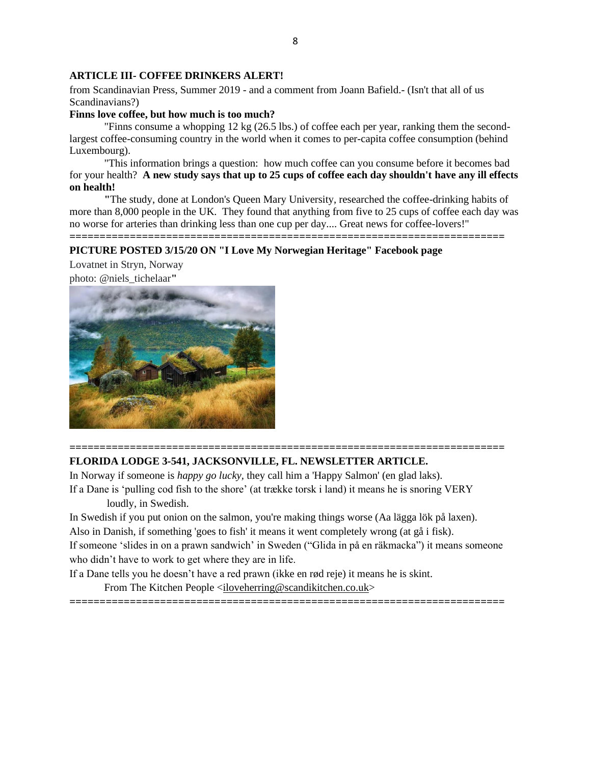**ARTICLE III- COFFEE DRINKERS ALERT!**

from Scandinavian Press, Summer 2019 - and a comment from Joann Bafield.- (Isn't that all of us Scandinavians?)

**Finns love coffee, but how much is too much?**

"Finns consume a whopping 12 kg (26.5 lbs.) of coffee each per year, ranking them the second-largest coffee-consuming country in the world when it comes to per-capita coffee consumption (behind Luxembourg).

"This information brings a question: how much coffee can you consume before it becomes bad for your health? **A new study says that up to 25 cups of coffee each day shouldn't have any ill effects on health!**

"The study, done at London's Queen Mary University, researched the coffee-drinking habits of more than 8,000 people in the UK. They found that anything from five to 25 cups of coffee each day was no worse for arteries than drinking less than one cup per day.... Great news for coffee-lovers!"

==========================================================================

**PICTURE POSTED 3/15/20 ON "I Love My Norwegian Heritage" Facebook page**

Lovatnet in Stryn, Norway

photo: @niels_tichelaar"

==========================================================================

**FLORIDA LODGE 3-541, JACKSONVILLE, FL. NEWSLETTER ARTICLE.**

In Norway if someone is *happy go lucky,* they call him a 'Happy Salmon' (en glad laks).

If a Dane is 'pulling cod fish to the shore' (at trække torsk i land) it means he is snoring VERY loudly, in Swedish.

In Swedish if you put onion on the salmon, you're making things worse (Aa lägga lök på laxen).

Also in Danish, if something 'goes to fish' it means it went completely wrong (at gå i fisk).

If someone 'slides in on a prawn sandwich' in Sweden ("Glida in på en räkmacka") it means someone who didn't have to work to get where they are in life.

If a Dane tells you he doesn't have a red prawn (ikke en rød reje) it means he is skint.

From The Kitchen People <iloveherring@scandikitchen.co.uk>

==========================================================================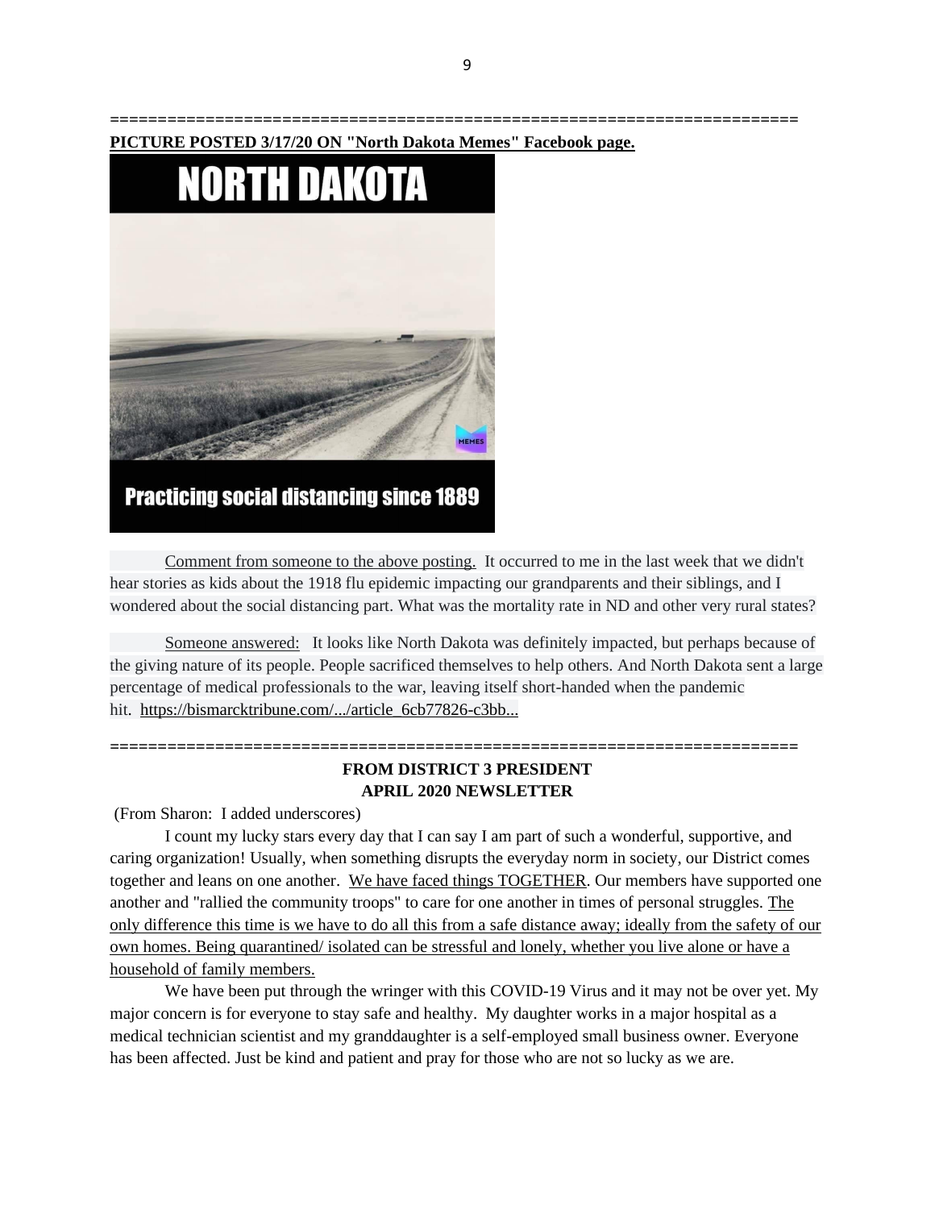========================================================================

**PICTURE POSTED 3/17/20 ON "North Dakota Memes" Facebook page.**

NORTH DAKOTA

Practicing social distancing since 1889

Comment from someone to the above posting. It occurred to me in the last week that we didn't hear stories as kids about the 1918 flu epidemic impacting our grandparents and their siblings, and I wondered about the social distancing part. What was the mortality rate in ND and other very rural states?

Someone answered: It looks like North Dakota was definitely impacted, but perhaps because of the giving nature of its people. People sacrificed themselves to help others. And North Dakota sent a large percentage of medical professionals to the war, leaving itself short-handed when the pandemic hit. https://bismarcktribune.com/.../article_6cb77826-c3bb...

========================================================================

**FROM DISTRICT 3 PRESIDENT**
**APRIL 2020 NEWSLETTER**

(From Sharon: I added underscores)

I count my lucky stars every day that I can say I am part of such a wonderful, supportive, and caring organization! Usually, when something disrupts the everyday norm in society, our District comes together and leans on one another. We have faced things TOGETHER. Our members have supported one another and "rallied the community troops" to care for one another in times of personal struggles. The only difference this time is we have to do all this from a safe distance away; ideally from the safety of our own homes. Being quarantined/ isolated can be stressful and lonely, whether you live alone or have a household of family members.

We have been put through the wringer with this COVID-19 Virus and it may not be over yet. My major concern is for everyone to stay safe and healthy. My daughter works in a major hospital as a medical technician scientist and my granddaughter is a self-employed small business owner. Everyone has been affected. Just be kind and patient and pray for those who are not so lucky as we are.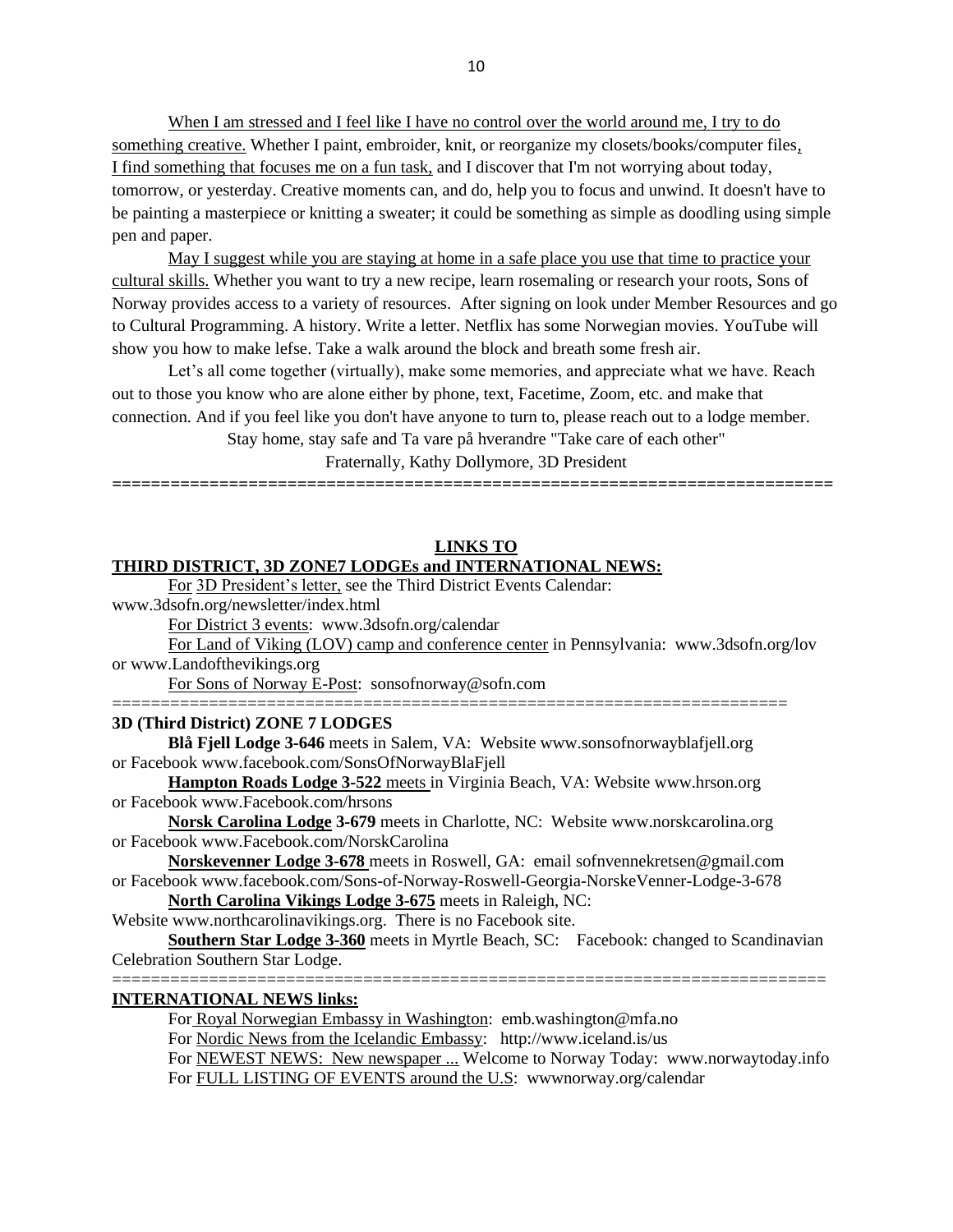When I am stressed and I feel like I have no control over the world around me, I try to do something creative. Whether I paint, embroider, knit, or reorganize my closets/books/computer files, I find something that focuses me on a fun task, and I discover that I'm not worrying about today, tomorrow, or yesterday. Creative moments can, and do, help you to focus and unwind. It doesn't have to be painting a masterpiece or knitting a sweater; it could be something as simple as doodling using simple pen and paper.

May I suggest while you are staying at home in a safe place you use that time to practice your cultural skills. Whether you want to try a new recipe, learn rosemaling or research your roots, Sons of Norway provides access to a variety of resources. After signing on look under Member Resources and go to Cultural Programming. A history. Write a letter. Netflix has some Norwegian movies. YouTube will show you how to make lefse. Take a walk around the block and breath some fresh air.

Let's all come together (virtually), make some memories, and appreciate what we have. Reach out to those you know who are alone either by phone, text, Facetime, Zoom, etc. and make that connection. And if you feel like you don't have anyone to turn to, please reach out to a lodge member.

Stay home, stay safe and Ta vare på hverandre "Take care of each other"

Fraternally, Kathy Dollymore, 3D President

==========================================================================

**LINKS TO**
**THIRD DISTRICT, 3D ZONE7 LODGEs and INTERNATIONAL NEWS:**

For 3D President's letter, see the Third District Events Calendar: www.3dsofn.org/newsletter/index.html

For District 3 events: www.3dsofn.org/calendar

For Land of Viking (LOV) camp and conference center in Pennsylvania: www.3dsofn.org/lov or www.Landofthevikings.org

For Sons of Norway E-Post: sonsofnorway@sofn.com

======================================================================

**3D (Third District) ZONE 7 LODGES**

**Blå Fjell Lodge 3-646** meets in Salem, VA: Website www.sonsofnorwayblafjell.org or Facebook www.facebook.com/SonsOfNorwayBlaFjell

**Hampton Roads Lodge 3-522** meets in Virginia Beach, VA: Website www.hrson.org or Facebook www.Facebook.com/hrsons

**Norsk Carolina Lodge 3-679** meets in Charlotte, NC: Website www.norskcarolina.org or Facebook www.Facebook.com/NorskCarolina

**Norskevenner Lodge 3-678** meets in Roswell, GA: email sofnvennekretsen@gmail.com or Facebook www.facebook.com/Sons-of-Norway-Roswell-Georgia-NorskeVenner-Lodge-3-678

**North Carolina Vikings Lodge 3-675** meets in Raleigh, NC: Website www.northcarolinavikings.org. There is no Facebook site.

**Southern Star Lodge 3-360** meets in Myrtle Beach, SC: Facebook: changed to Scandinavian Celebration Southern Star Lodge.

==========================================================================

**INTERNATIONAL NEWS links:**

For Royal Norwegian Embassy in Washington: emb.washington@mfa.no

For Nordic News from the Icelandic Embassy: http://www.iceland.is/us

For NEWEST NEWS: New newspaper ... Welcome to Norway Today: www.norwaytoday.info

For FULL LISTING OF EVENTS around the U.S: wwwnorway.org/calendar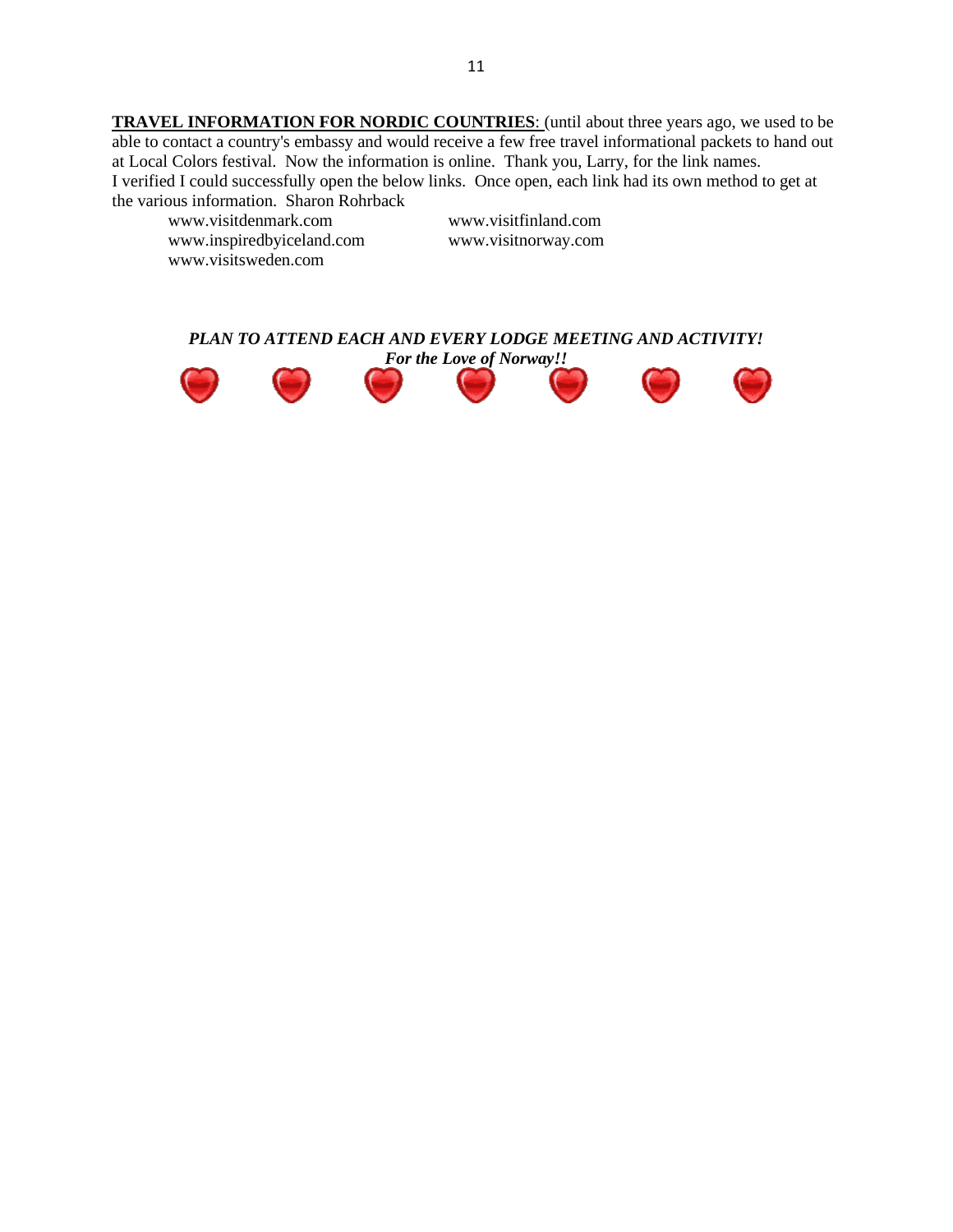**TRAVEL INFORMATION FOR NORDIC COUNTRIES**: (until about three years ago, we used to be able to contact a country's embassy and would receive a few free travel informational packets to hand out at Local Colors festival. Now the information is online. Thank you, Larry, for the link names.
I verified I could successfully open the below links. Once open, each link had its own method to get at the various information. Sharon Rohrback

www.visitdenmark.com
www.inspiredbyiceland.com
www.visitsweden.com
www.visitfinland.com
www.visitnorway.com

***PLAN TO ATTEND EACH AND EVERY LODGE MEETING AND ACTIVITY!***
***For the Love of Norway!!***